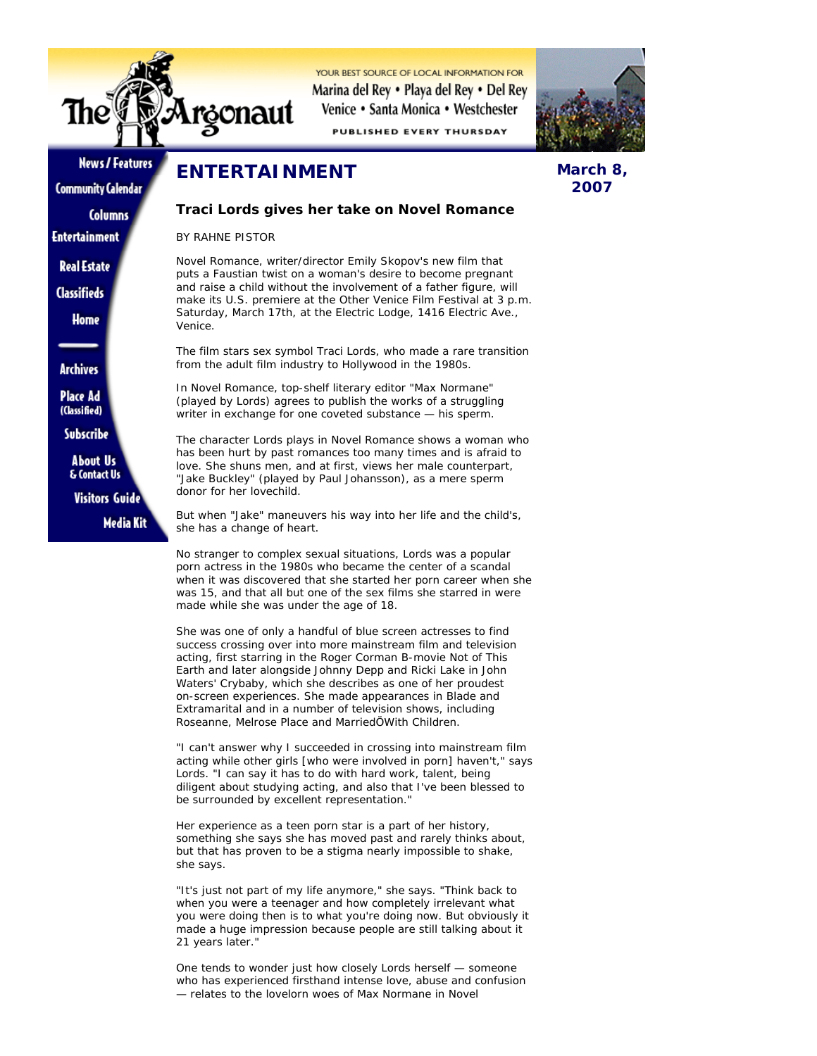# ENTERTAINMENT

**March 8, 2007**

## Traci Lords gives her take on Novel Romance

BY RAHNE PISTOR

Novel Romance, writer/director Emily Skopov's new film that puts a Faustian twist on a woman's desire to become pregnant and raise a child without the involvement of a father figure, will make its U.S. premiere at the Other Venice Film Festival at 3 p.m. Saturday, March 17th, at the Electric Lodge, 1416 Electric Ave., Venice.

The film stars sex symbol Traci Lords, who made a rare transition from the adult film industry to Hollywood in the 1980s.

In Novel Romance, top-shelf literary editor "Max Normane" (played by Lords) agrees to publish the works of a struggling writer in exchange for one coveted substance — his sperm.

The character Lords plays in Novel Romance shows a woman who has been hurt by past romances too many times and is afraid to love. She shuns men, and at first, views her male counterpart, "Jake Buckley" (played by Paul Johansson), as a mere sperm donor for her lovechild.

But when "Jake" maneuvers his way into her life and the child's, she has a change of heart.

No stranger to complex sexual situations, Lords was a popular porn actress in the 1980s who became the center of a scandal when it was discovered that she started her porn career when she was 15, and that all but one of the sex films she starred in were made while she was under the age of 18.

She was one of only a handful of blue screen actresses to find success crossing over into more mainstream film and television acting, first starring in the Roger Corman B-movie Not of This Earth and later alongside Johnny Depp and Ricki Lake in John Waters' Crybaby, which she describes as one of her proudest on-screen experiences. She made appearances in Blade and Extramarital and in a number of television shows, including Roseanne, Melrose Place and MarriedÖWith Children.

"I can't answer why I succeeded in crossing into mainstream film acting while other girls [who were involved in porn] haven't," says Lords. "I can say it has to do with hard work, talent, being diligent about studying acting, and also that I've been blessed to be surrounded by excellent representation."

Her experience as a teen porn star is a part of her history, something she says she has moved past and rarely thinks about, but that has proven to be a stigma nearly impossible to shake, she says.

"It's just not part of my life anymore," she says. "Think back to when you were a teenager and how completely irrelevant what you were doing then is to what you're doing now. But obviously it made a huge impression because people are still talking about it 21 years later."

One tends to wonder just how closely Lords herself — someone who has experienced firsthand intense love, abuse and confusion — relates to the lovelorn woes of Max Normane in Novel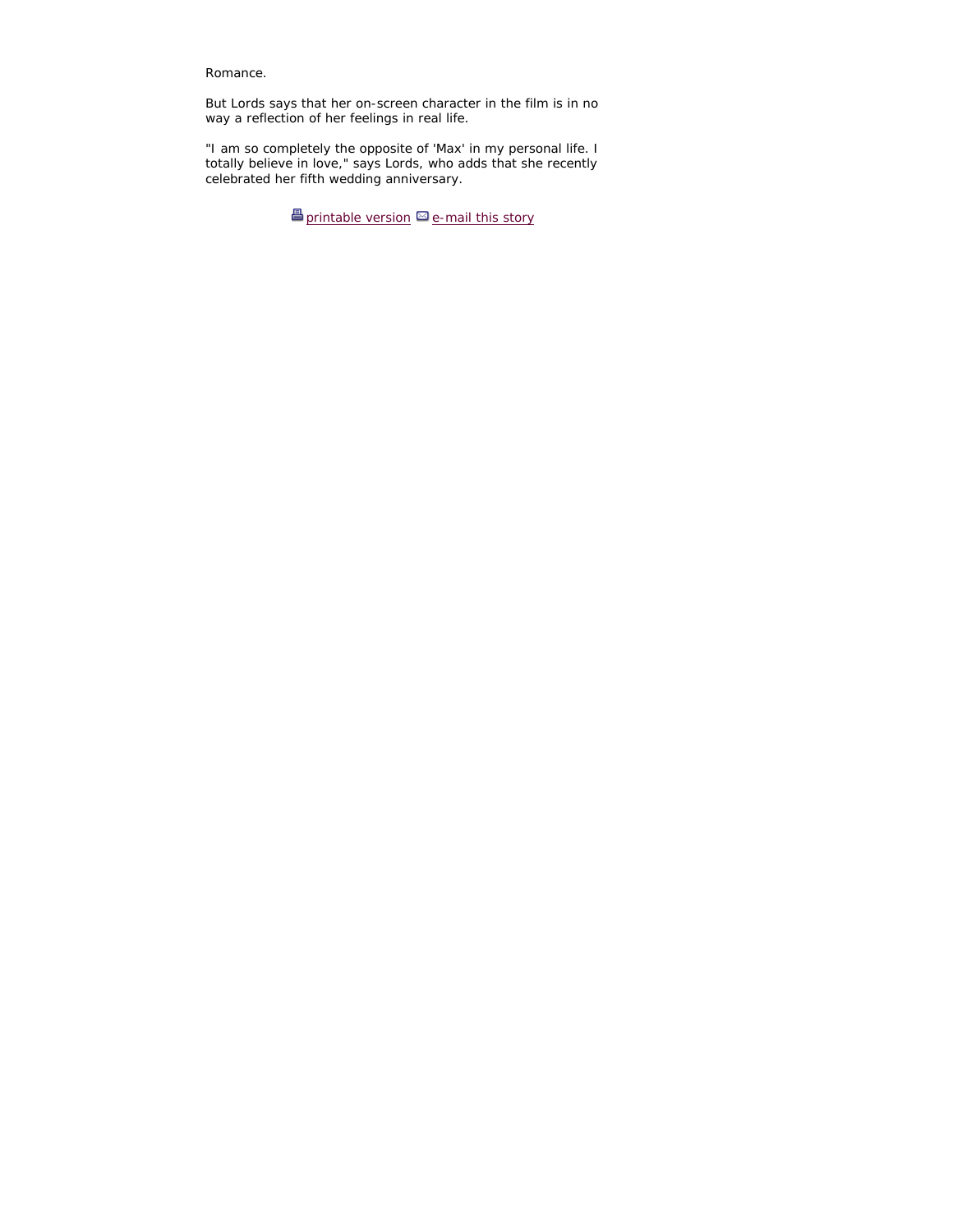Romance.

But Lords says that her on-screen character in the film is in no way a reflection of her feelings in real life.

"I am so completely the opposite of 'Max' in my personal life. I totally believe in love," says Lords, who adds that she recently celebrated her fifth wedding anniversary.

printable version e-mail this story